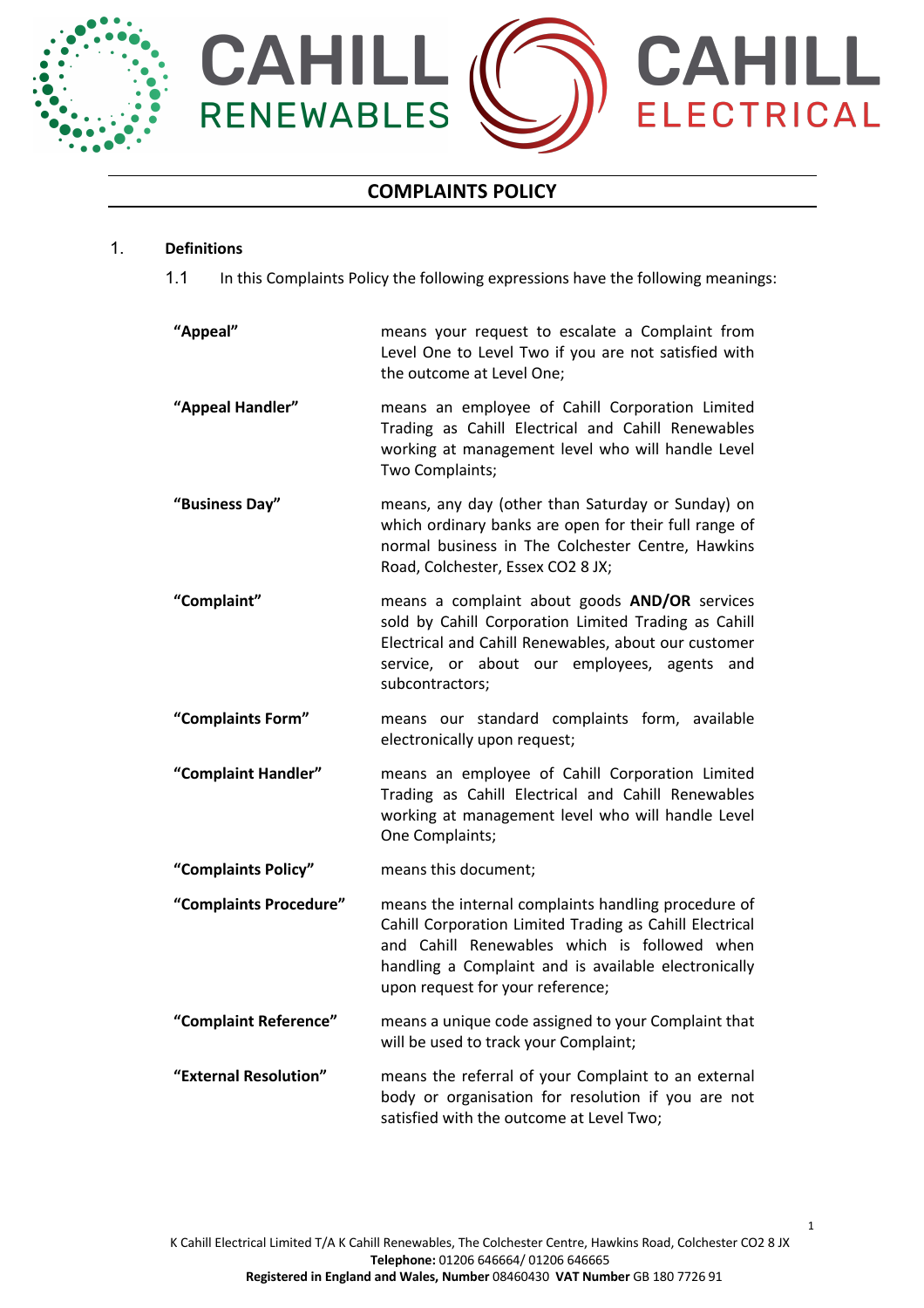# COMPLAINTS POLICY

1. **Definitions**

   1.1 In this Complaints Policy the following expressions have the following meanings:

| | |
|---|---|
| **"Appeal"** | means your request to escalate a Complaint from Level One to Level Two if you are not satisfied with the outcome at Level One; |
| **"Appeal Handler"** | means an employee of Cahill Corporation Limited Trading as Cahill Electrical and Cahill Renewables working at management level who will handle Level Two Complaints; |
| **"Business Day"** | means, any day (other than Saturday or Sunday) on which ordinary banks are open for their full range of normal business in The Colchester Centre, Hawkins Road, Colchester, Essex CO2 8 JX; |
| **"Complaint"** | means a complaint about goods **AND/OR** services sold by Cahill Corporation Limited Trading as Cahill Electrical and Cahill Renewables, about our customer service, or about our employees, agents and subcontractors; |
| **"Complaints Form"** | means our standard complaints form, available electronically upon request; |
| **"Complaint Handler"** | means an employee of Cahill Corporation Limited Trading as Cahill Electrical and Cahill Renewables working at management level who will handle Level One Complaints; |
| **"Complaints Policy"** | means this document; |
| **"Complaints Procedure"** | means the internal complaints handling procedure of Cahill Corporation Limited Trading as Cahill Electrical and Cahill Renewables which is followed when handling a Complaint and is available electronically upon request for your reference; |
| **"Complaint Reference"** | means a unique code assigned to your Complaint that will be used to track your Complaint; |
| **"External Resolution"** | means the referral of your Complaint to an external body or organisation for resolution if you are not satisfied with the outcome at Level Two; |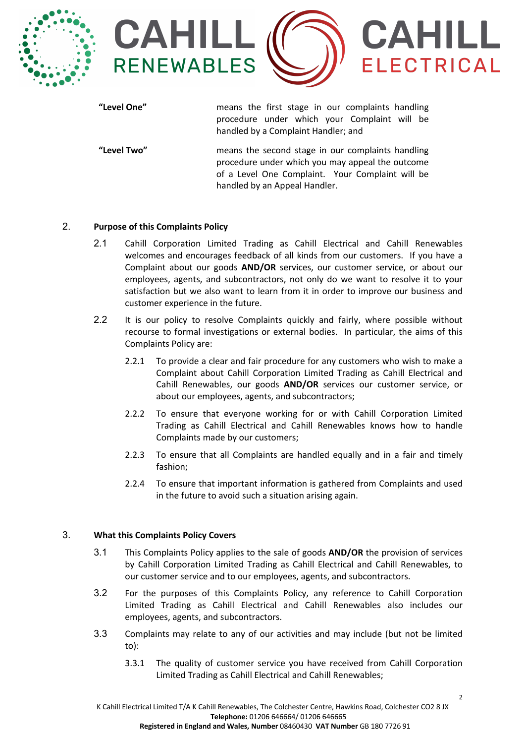| | |
|---|---|
| **"Level One"** | means the first stage in our complaints handling procedure under which your Complaint will be handled by a Complaint Handler; and |
| **"Level Two"** | means the second stage in our complaints handling procedure under which you may appeal the outcome of a Level One Complaint. Your Complaint will be handled by an Appeal Handler. |

## 2. Purpose of this Complaints Policy

2.1 Cahill Corporation Limited Trading as Cahill Electrical and Cahill Renewables welcomes and encourages feedback of all kinds from our customers. If you have a Complaint about our goods **AND/OR** services, our customer service, or about our employees, agents, and subcontractors, not only do we want to resolve it to your satisfaction but we also want to learn from it in order to improve our business and customer experience in the future.

2.2 It is our policy to resolve Complaints quickly and fairly, where possible without recourse to formal investigations or external bodies. In particular, the aims of this Complaints Policy are:

2.2.1 To provide a clear and fair procedure for any customers who wish to make a Complaint about Cahill Corporation Limited Trading as Cahill Electrical and Cahill Renewables, our goods **AND/OR** services our customer service, or about our employees, agents, and subcontractors;

2.2.2 To ensure that everyone working for or with Cahill Corporation Limited Trading as Cahill Electrical and Cahill Renewables knows how to handle Complaints made by our customers;

2.2.3 To ensure that all Complaints are handled equally and in a fair and timely fashion;

2.2.4 To ensure that important information is gathered from Complaints and used in the future to avoid such a situation arising again.

## 3. What this Complaints Policy Covers

3.1 This Complaints Policy applies to the sale of goods **AND/OR** the provision of services by Cahill Corporation Limited Trading as Cahill Electrical and Cahill Renewables, to our customer service and to our employees, agents, and subcontractors.

3.2 For the purposes of this Complaints Policy, any reference to Cahill Corporation Limited Trading as Cahill Electrical and Cahill Renewables also includes our employees, agents, and subcontractors.

3.3 Complaints may relate to any of our activities and may include (but not be limited to):

3.3.1 The quality of customer service you have received from Cahill Corporation Limited Trading as Cahill Electrical and Cahill Renewables;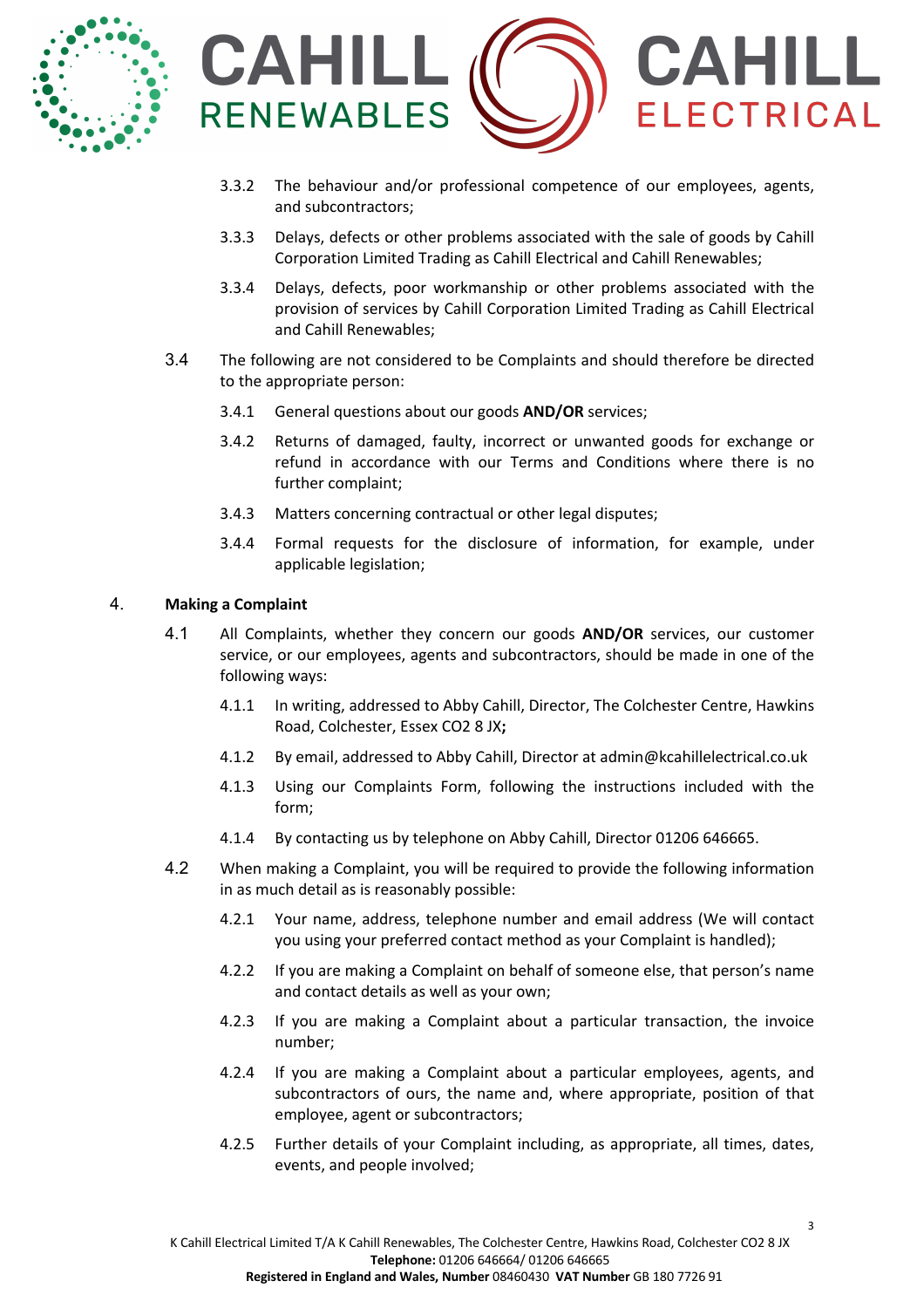3.3.2 The behaviour and/or professional competence of our employees, agents, and subcontractors;

3.3.3 Delays, defects or other problems associated with the sale of goods by Cahill Corporation Limited Trading as Cahill Electrical and Cahill Renewables;

3.3.4 Delays, defects, poor workmanship or other problems associated with the provision of services by Cahill Corporation Limited Trading as Cahill Electrical and Cahill Renewables;

3.4 The following are not considered to be Complaints and should therefore be directed to the appropriate person:

3.4.1 General questions about our goods **AND/OR** services;

3.4.2 Returns of damaged, faulty, incorrect or unwanted goods for exchange or refund in accordance with our Terms and Conditions where there is no further complaint;

3.4.3 Matters concerning contractual or other legal disputes;

3.4.4 Formal requests for the disclosure of information, for example, under applicable legislation;

## 4. Making a Complaint

4.1 All Complaints, whether they concern our goods **AND/OR** services, our customer service, or our employees, agents and subcontractors, should be made in one of the following ways:

4.1.1 In writing, addressed to Abby Cahill, Director, The Colchester Centre, Hawkins Road, Colchester, Essex CO2 8 JX**;**

4.1.2 By email, addressed to Abby Cahill, Director at admin@kcahillelectrical.co.uk

4.1.3 Using our Complaints Form, following the instructions included with the form;

4.1.4 By contacting us by telephone on Abby Cahill, Director 01206 646665.

4.2 When making a Complaint, you will be required to provide the following information in as much detail as is reasonably possible:

4.2.1 Your name, address, telephone number and email address (We will contact you using your preferred contact method as your Complaint is handled);

4.2.2 If you are making a Complaint on behalf of someone else, that person's name and contact details as well as your own;

4.2.3 If you are making a Complaint about a particular transaction, the invoice number;

4.2.4 If you are making a Complaint about a particular employees, agents, and subcontractors of ours, the name and, where appropriate, position of that employee, agent or subcontractors;

4.2.5 Further details of your Complaint including, as appropriate, all times, dates, events, and people involved;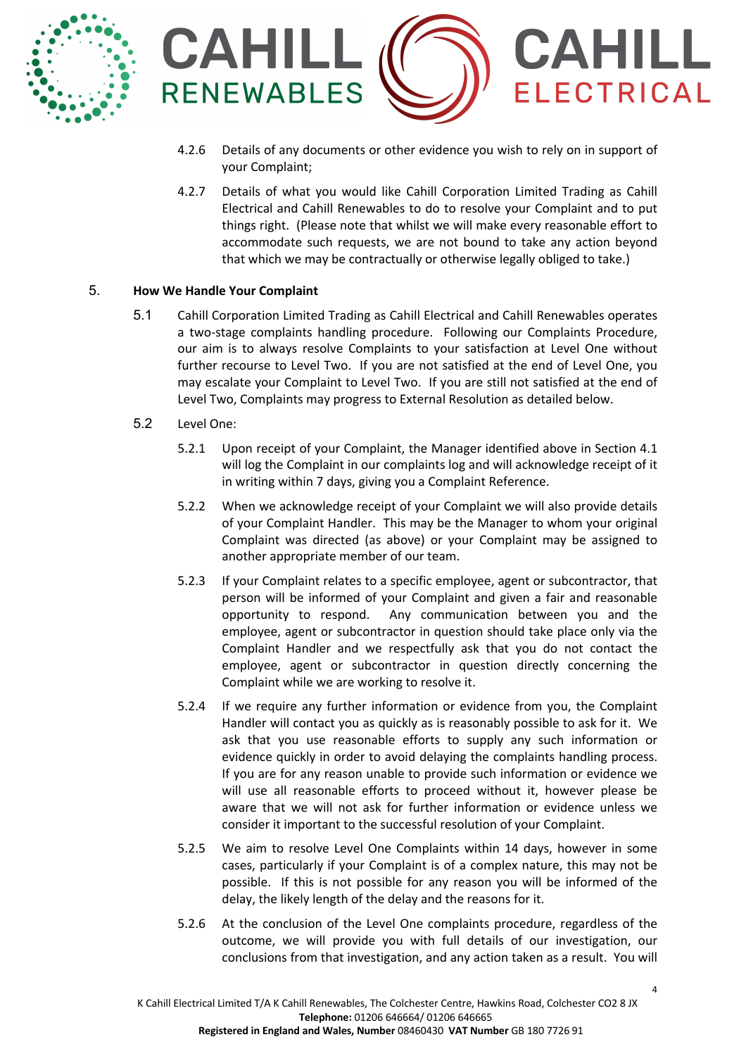4.2.6 Details of any documents or other evidence you wish to rely on in support of your Complaint;

4.2.7 Details of what you would like Cahill Corporation Limited Trading as Cahill Electrical and Cahill Renewables to do to resolve your Complaint and to put things right. (Please note that whilst we will make every reasonable effort to accommodate such requests, we are not bound to take any action beyond that which we may be contractually or otherwise legally obliged to take.)

## 5. How We Handle Your Complaint

5.1 Cahill Corporation Limited Trading as Cahill Electrical and Cahill Renewables operates a two-stage complaints handling procedure. Following our Complaints Procedure, our aim is to always resolve Complaints to your satisfaction at Level One without further recourse to Level Two. If you are not satisfied at the end of Level One, you may escalate your Complaint to Level Two. If you are still not satisfied at the end of Level Two, Complaints may progress to External Resolution as detailed below.

5.2 Level One:

5.2.1 Upon receipt of your Complaint, the Manager identified above in Section 4.1 will log the Complaint in our complaints log and will acknowledge receipt of it in writing within 7 days, giving you a Complaint Reference.

5.2.2 When we acknowledge receipt of your Complaint we will also provide details of your Complaint Handler. This may be the Manager to whom your original Complaint was directed (as above) or your Complaint may be assigned to another appropriate member of our team.

5.2.3 If your Complaint relates to a specific employee, agent or subcontractor, that person will be informed of your Complaint and given a fair and reasonable opportunity to respond. Any communication between you and the employee, agent or subcontractor in question should take place only via the Complaint Handler and we respectfully ask that you do not contact the employee, agent or subcontractor in question directly concerning the Complaint while we are working to resolve it.

5.2.4 If we require any further information or evidence from you, the Complaint Handler will contact you as quickly as is reasonably possible to ask for it. We ask that you use reasonable efforts to supply any such information or evidence quickly in order to avoid delaying the complaints handling process. If you are for any reason unable to provide such information or evidence we will use all reasonable efforts to proceed without it, however please be aware that we will not ask for further information or evidence unless we consider it important to the successful resolution of your Complaint.

5.2.5 We aim to resolve Level One Complaints within 14 days, however in some cases, particularly if your Complaint is of a complex nature, this may not be possible. If this is not possible for any reason you will be informed of the delay, the likely length of the delay and the reasons for it.

5.2.6 At the conclusion of the Level One complaints procedure, regardless of the outcome, we will provide you with full details of our investigation, our conclusions from that investigation, and any action taken as a result. You will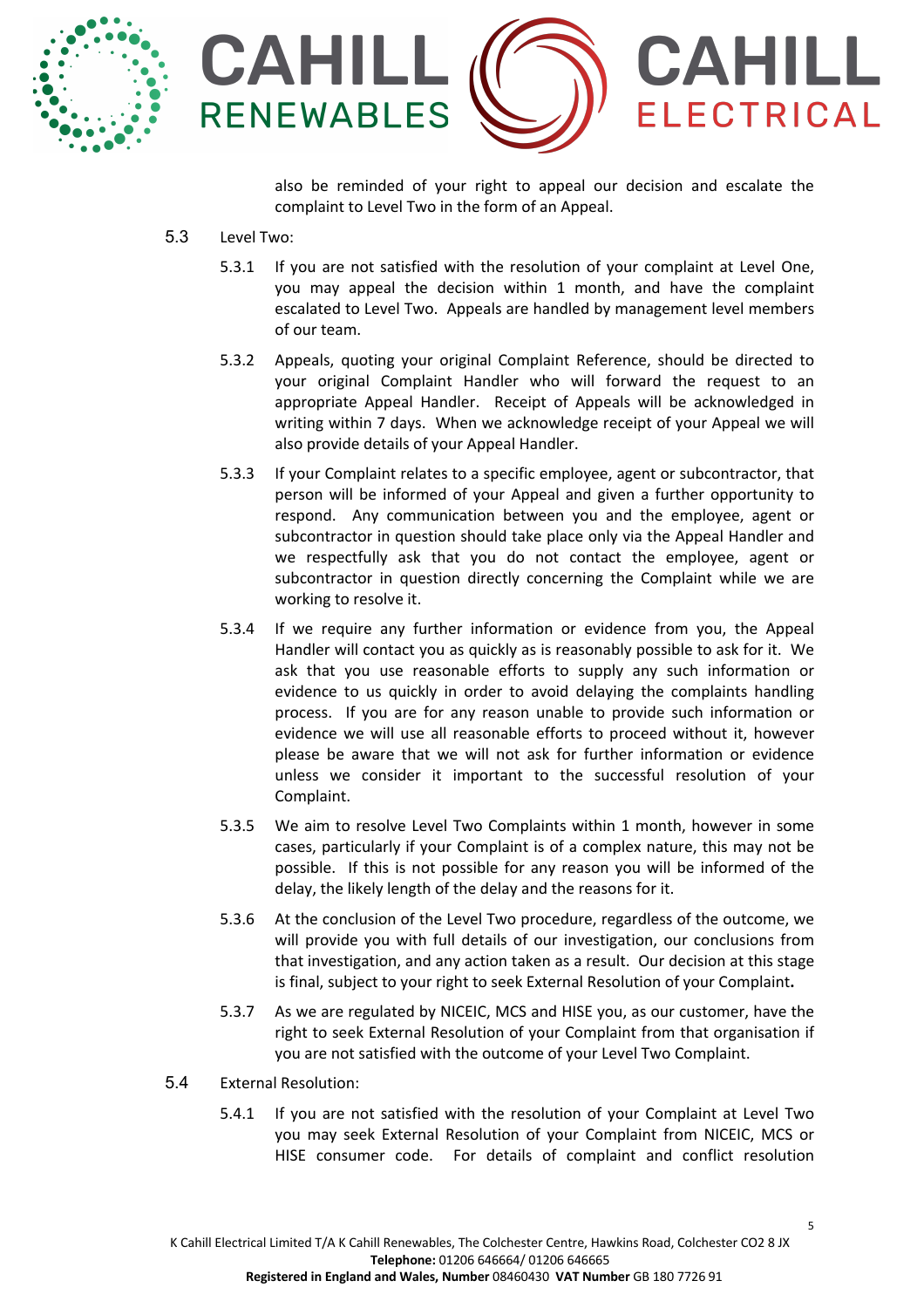also be reminded of your right to appeal our decision and escalate the complaint to Level Two in the form of an Appeal.

5.3 Level Two:

5.3.1 If you are not satisfied with the resolution of your complaint at Level One, you may appeal the decision within 1 month, and have the complaint escalated to Level Two. Appeals are handled by management level members of our team.

5.3.2 Appeals, quoting your original Complaint Reference, should be directed to your original Complaint Handler who will forward the request to an appropriate Appeal Handler. Receipt of Appeals will be acknowledged in writing within 7 days. When we acknowledge receipt of your Appeal we will also provide details of your Appeal Handler.

5.3.3 If your Complaint relates to a specific employee, agent or subcontractor, that person will be informed of your Appeal and given a further opportunity to respond. Any communication between you and the employee, agent or subcontractor in question should take place only via the Appeal Handler and we respectfully ask that you do not contact the employee, agent or subcontractor in question directly concerning the Complaint while we are working to resolve it.

5.3.4 If we require any further information or evidence from you, the Appeal Handler will contact you as quickly as is reasonably possible to ask for it. We ask that you use reasonable efforts to supply any such information or evidence to us quickly in order to avoid delaying the complaints handling process. If you are for any reason unable to provide such information or evidence we will use all reasonable efforts to proceed without it, however please be aware that we will not ask for further information or evidence unless we consider it important to the successful resolution of your Complaint.

5.3.5 We aim to resolve Level Two Complaints within 1 month, however in some cases, particularly if your Complaint is of a complex nature, this may not be possible. If this is not possible for any reason you will be informed of the delay, the likely length of the delay and the reasons for it.

5.3.6 At the conclusion of the Level Two procedure, regardless of the outcome, we will provide you with full details of our investigation, our conclusions from that investigation, and any action taken as a result. Our decision at this stage is final, subject to your right to seek External Resolution of your Complaint**.**

5.3.7 As we are regulated by NICEIC, MCS and HISE you, as our customer, have the right to seek External Resolution of your Complaint from that organisation if you are not satisfied with the outcome of your Level Two Complaint.

5.4 External Resolution:

5.4.1 If you are not satisfied with the resolution of your Complaint at Level Two you may seek External Resolution of your Complaint from NICEIC, MCS or HISE consumer code. For details of complaint and conflict resolution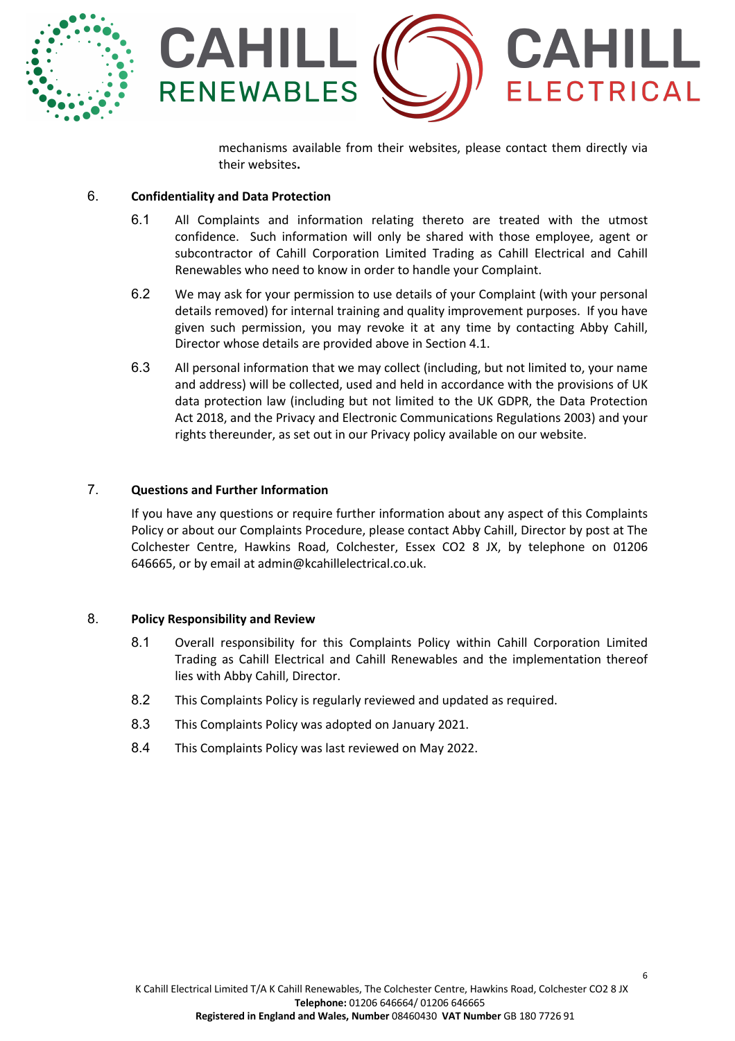mechanisms available from their websites, please contact them directly via their websites**.**

## 6. Confidentiality and Data Protection

6.1 All Complaints and information relating thereto are treated with the utmost confidence. Such information will only be shared with those employee, agent or subcontractor of Cahill Corporation Limited Trading as Cahill Electrical and Cahill Renewables who need to know in order to handle your Complaint.

6.2 We may ask for your permission to use details of your Complaint (with your personal details removed) for internal training and quality improvement purposes. If you have given such permission, you may revoke it at any time by contacting Abby Cahill, Director whose details are provided above in Section 4.1.

6.3 All personal information that we may collect (including, but not limited to, your name and address) will be collected, used and held in accordance with the provisions of UK data protection law (including but not limited to the UK GDPR, the Data Protection Act 2018, and the Privacy and Electronic Communications Regulations 2003) and your rights thereunder, as set out in our Privacy policy available on our website.

## 7. Questions and Further Information

If you have any questions or require further information about any aspect of this Complaints Policy or about our Complaints Procedure, please contact Abby Cahill, Director by post at The Colchester Centre, Hawkins Road, Colchester, Essex CO2 8 JX, by telephone on 01206 646665, or by email at admin@kcahillelectrical.co.uk.

## 8. Policy Responsibility and Review

8.1 Overall responsibility for this Complaints Policy within Cahill Corporation Limited Trading as Cahill Electrical and Cahill Renewables and the implementation thereof lies with Abby Cahill, Director.

8.2 This Complaints Policy is regularly reviewed and updated as required.

8.3 This Complaints Policy was adopted on January 2021.

8.4 This Complaints Policy was last reviewed on May 2022.